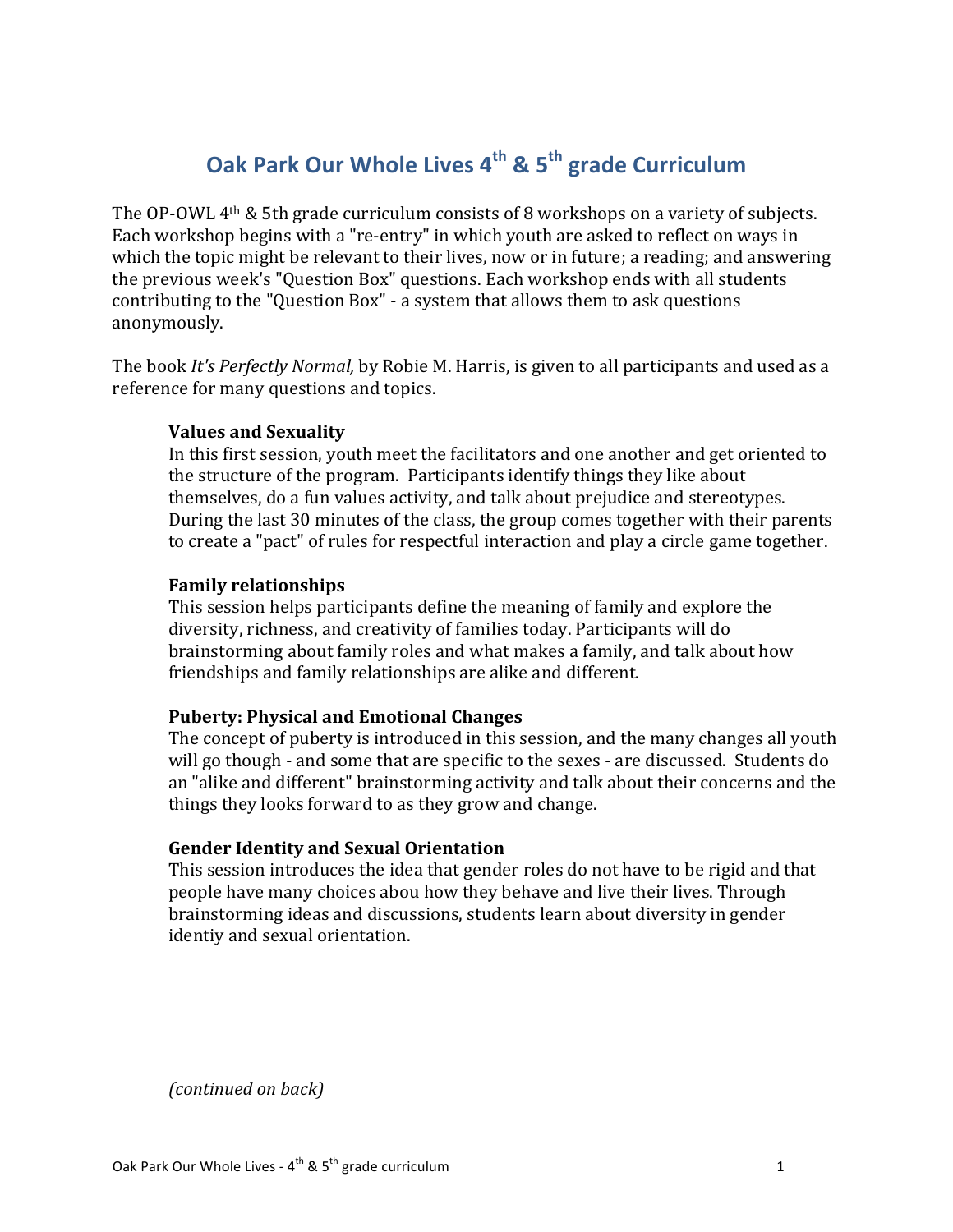# Oak Park Our Whole Lives 4th & 5th grade Curriculum

The OP-OWL 4th & 5th grade curriculum consists of 8 workshops on a variety of subjects. Each workshop begins with a "re-entry" in which youth are asked to reflect on ways in which the topic might be relevant to their lives, now or in future; a reading; and answering the previous week's "Question Box" questions. Each workshop ends with all students contributing to the "Question Box" - a system that allows them to ask questions anonymously.

The book *It's Perfectly Normal,* by Robie M. Harris, is given to all participants and used as a reference for many questions and topics.

**Values and Sexuality**
In this first session, youth meet the facilitators and one another and get oriented to the structure of the program. Participants identify things they like about themselves, do a fun values activity, and talk about prejudice and stereotypes. During the last 30 minutes of the class, the group comes together with their parents to create a "pact" of rules for respectful interaction and play a circle game together.

**Family relationships**
This session helps participants define the meaning of family and explore the diversity, richness, and creativity of families today. Participants will do brainstorming about family roles and what makes a family, and talk about how friendships and family relationships are alike and different.

**Puberty: Physical and Emotional Changes**
The concept of puberty is introduced in this session, and the many changes all youth will go though - and some that are specific to the sexes - are discussed. Students do an "alike and different" brainstorming activity and talk about their concerns and the things they looks forward to as they grow and change.

**Gender Identity and Sexual Orientation**
This session introduces the idea that gender roles do not have to be rigid and that people have many choices abou how they behave and live their lives. Through brainstorming ideas and discussions, students learn about diversity in gender identiy and sexual orientation.

*(continued on back)*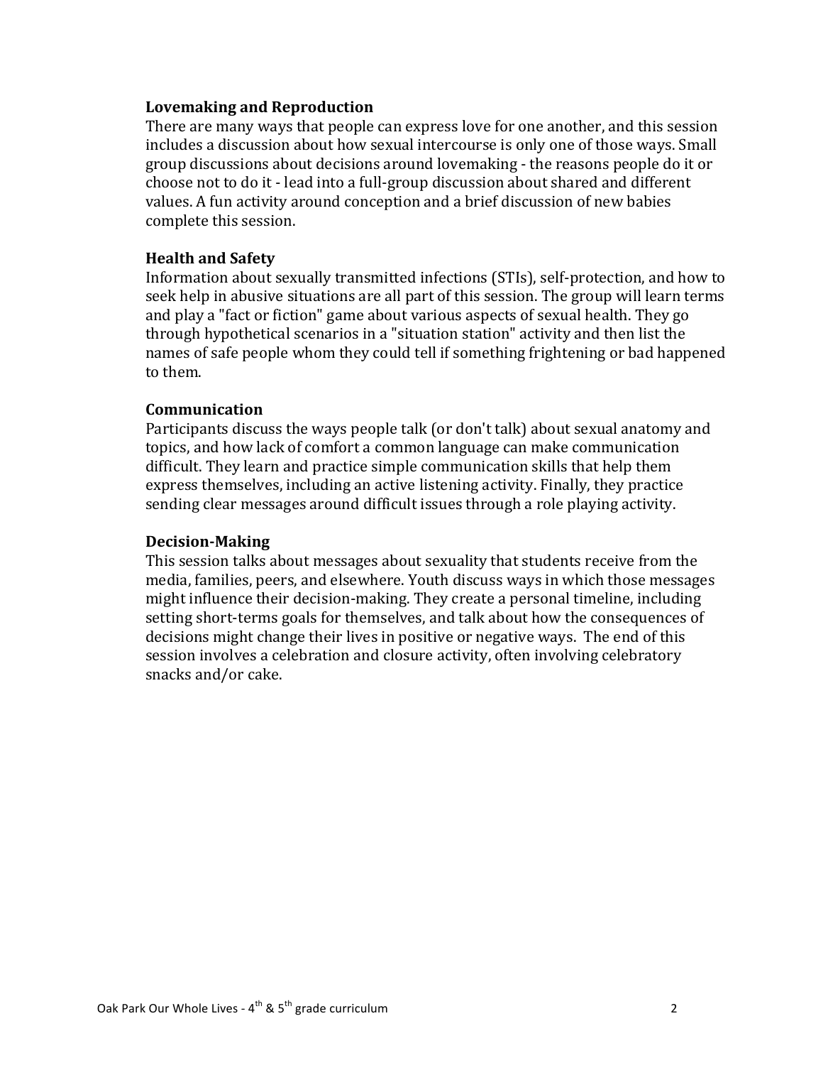**Lovemaking and Reproduction**
There are many ways that people can express love for one another, and this session includes a discussion about how sexual intercourse is only one of those ways. Small group discussions about decisions around lovemaking - the reasons people do it or choose not to do it - lead into a full-group discussion about shared and different values. A fun activity around conception and a brief discussion of new babies complete this session.

**Health and Safety**
Information about sexually transmitted infections (STIs), self-protection, and how to seek help in abusive situations are all part of this session. The group will learn terms and play a "fact or fiction" game about various aspects of sexual health. They go through hypothetical scenarios in a "situation station" activity and then list the names of safe people whom they could tell if something frightening or bad happened to them.

**Communication**
Participants discuss the ways people talk (or don't talk) about sexual anatomy and topics, and how lack of comfort a common language can make communication difficult. They learn and practice simple communication skills that help them express themselves, including an active listening activity. Finally, they practice sending clear messages around difficult issues through a role playing activity.

**Decision-Making**
This session talks about messages about sexuality that students receive from the media, families, peers, and elsewhere. Youth discuss ways in which those messages might influence their decision-making. They create a personal timeline, including setting short-terms goals for themselves, and talk about how the consequences of decisions might change their lives in positive or negative ways. The end of this session involves a celebration and closure activity, often involving celebratory snacks and/or cake.